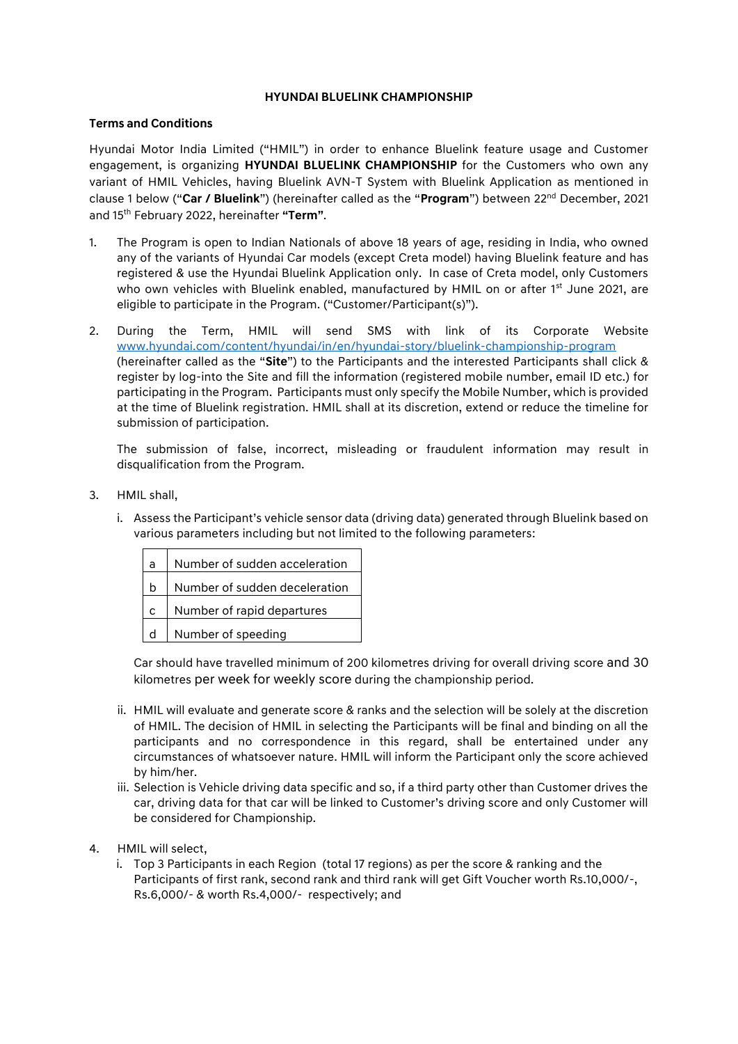# HYUNDAI BLUELINK CHAMPIONSHIP

## Terms and Conditions

Hyundai Motor India Limited ("HMIL") in order to enhance Bluelink feature usage and Customer engagement, is organizing **HYUNDAI BLUELINK CHAMPIONSHIP** for the Customers who own any variant of HMIL Vehicles, having Bluelink AVN-T System with Bluelink Application as mentioned in clause 1 below ("**Car / Bluelink**") (hereinafter called as the "**Program**") between 22nd December, 2021 and 15th February 2022, hereinafter **"Term"**.

1. The Program is open to Indian Nationals of above 18 years of age, residing in India, who owned any of the variants of Hyundai Car models (except Creta model) having Bluelink feature and has registered & use the Hyundai Bluelink Application only. In case of Creta model, only Customers who own vehicles with Bluelink enabled, manufactured by HMIL on or after 1st June 2021, are eligible to participate in the Program. ("Customer/Participant(s)").

2. During the Term, HMIL will send SMS with link of its Corporate Website www.hyundai.com/content/hyundai/in/en/hyundai-story/bluelink-championship-program (hereinafter called as the "**Site**") to the Participants and the interested Participants shall click & register by log-into the Site and fill the information (registered mobile number, email ID etc.) for participating in the Program. Participants must only specify the Mobile Number, which is provided at the time of Bluelink registration. HMIL shall at its discretion, extend or reduce the timeline for submission of participation.

   The submission of false, incorrect, misleading or fraudulent information may result in disqualification from the Program.

3. HMIL shall,

   i. Assess the Participant's vehicle sensor data (driving data) generated through Bluelink based on various parameters including but not limited to the following parameters:

   | | |
   |---|---|
   | a | Number of sudden acceleration |
   | b | Number of sudden deceleration |
   | c | Number of rapid departures |
   | d | Number of speeding |

   Car should have travelled minimum of 200 kilometres driving for overall driving score and 30 kilometres per week for weekly score during the championship period.

   ii. HMIL will evaluate and generate score & ranks and the selection will be solely at the discretion of HMIL. The decision of HMIL in selecting the Participants will be final and binding on all the participants and no correspondence in this regard, shall be entertained under any circumstances of whatsoever nature. HMIL will inform the Participant only the score achieved by him/her.

   iii. Selection is Vehicle driving data specific and so, if a third party other than Customer drives the car, driving data for that car will be linked to Customer's driving score and only Customer will be considered for Championship.

4. HMIL will select,

   i. Top 3 Participants in each Region (total 17 regions) as per the score & ranking and the Participants of first rank, second rank and third rank will get Gift Voucher worth Rs.10,000/-, Rs.6,000/- & worth Rs.4,000/- respectively; and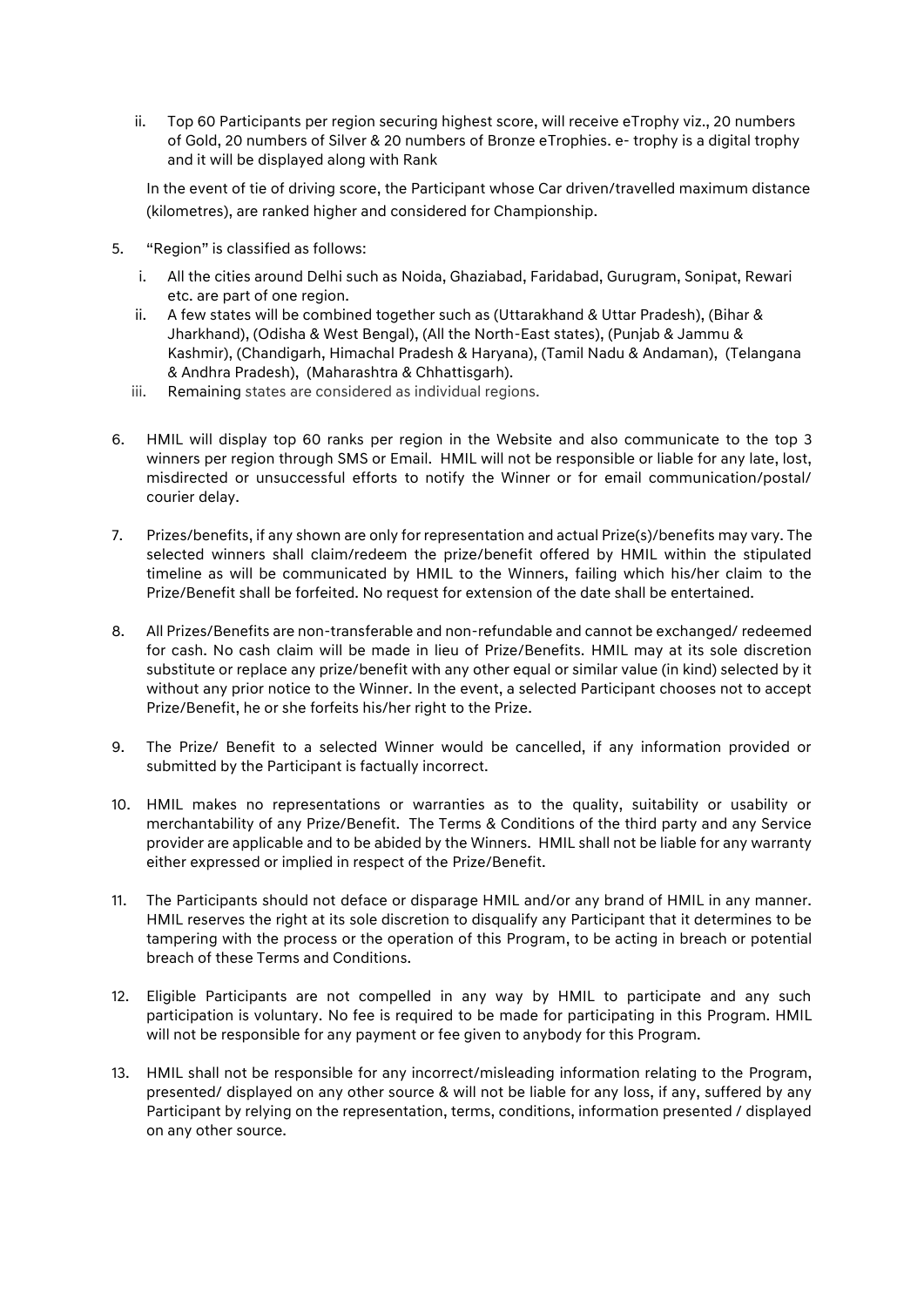ii. Top 60 Participants per region securing highest score, will receive eTrophy viz., 20 numbers of Gold, 20 numbers of Silver & 20 numbers of Bronze eTrophies. e- trophy is a digital trophy and it will be displayed along with Rank

In the event of tie of driving score, the Participant whose Car driven/travelled maximum distance (kilometres), are ranked higher and considered for Championship.

5. "Region" is classified as follows:
   i. All the cities around Delhi such as Noida, Ghaziabad, Faridabad, Gurugram, Sonipat, Rewari etc. are part of one region.
   ii. A few states will be combined together such as (Uttarakhand & Uttar Pradesh), (Bihar & Jharkhand), (Odisha & West Bengal), (All the North-East states), (Punjab & Jammu & Kashmir), (Chandigarh, Himachal Pradesh & Haryana), (Tamil Nadu & Andaman), (Telangana & Andhra Pradesh), (Maharashtra & Chhattisgarh).
   iii. Remaining states are considered as individual regions.

6. HMIL will display top 60 ranks per region in the Website and also communicate to the top 3 winners per region through SMS or Email. HMIL will not be responsible or liable for any late, lost, misdirected or unsuccessful efforts to notify the Winner or for email communication/postal/ courier delay.

7. Prizes/benefits, if any shown are only for representation and actual Prize(s)/benefits may vary. The selected winners shall claim/redeem the prize/benefit offered by HMIL within the stipulated timeline as will be communicated by HMIL to the Winners, failing which his/her claim to the Prize/Benefit shall be forfeited. No request for extension of the date shall be entertained.

8. All Prizes/Benefits are non-transferable and non-refundable and cannot be exchanged/ redeemed for cash. No cash claim will be made in lieu of Prize/Benefits. HMIL may at its sole discretion substitute or replace any prize/benefit with any other equal or similar value (in kind) selected by it without any prior notice to the Winner. In the event, a selected Participant chooses not to accept Prize/Benefit, he or she forfeits his/her right to the Prize.

9. The Prize/ Benefit to a selected Winner would be cancelled, if any information provided or submitted by the Participant is factually incorrect.

10. HMIL makes no representations or warranties as to the quality, suitability or usability or merchantability of any Prize/Benefit. The Terms & Conditions of the third party and any Service provider are applicable and to be abided by the Winners. HMIL shall not be liable for any warranty either expressed or implied in respect of the Prize/Benefit.

11. The Participants should not deface or disparage HMIL and/or any brand of HMIL in any manner. HMIL reserves the right at its sole discretion to disqualify any Participant that it determines to be tampering with the process or the operation of this Program, to be acting in breach or potential breach of these Terms and Conditions.

12. Eligible Participants are not compelled in any way by HMIL to participate and any such participation is voluntary. No fee is required to be made for participating in this Program. HMIL will not be responsible for any payment or fee given to anybody for this Program.

13. HMIL shall not be responsible for any incorrect/misleading information relating to the Program, presented/ displayed on any other source & will not be liable for any loss, if any, suffered by any Participant by relying on the representation, terms, conditions, information presented / displayed on any other source.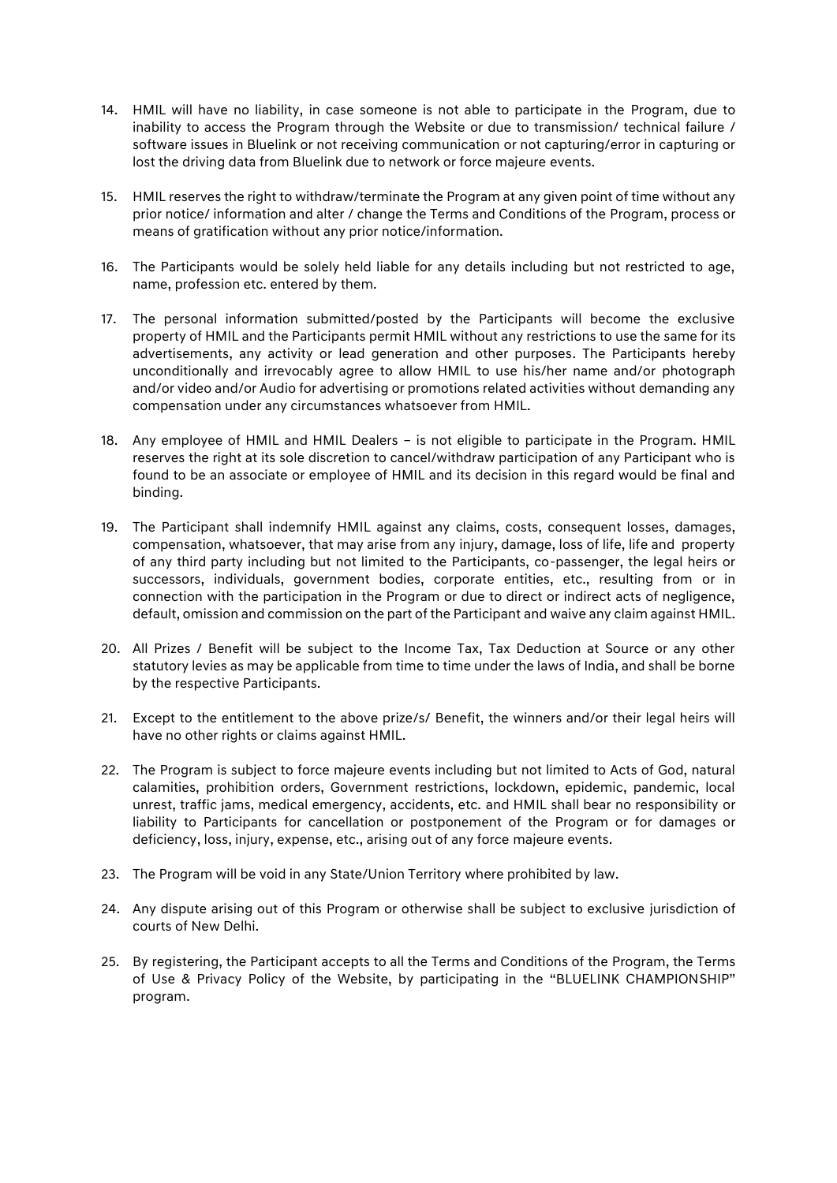14. HMIL will have no liability, in case someone is not able to participate in the Program, due to inability to access the Program through the Website or due to transmission/ technical failure / software issues in Bluelink or not receiving communication or not capturing/error in capturing or lost the driving data from Bluelink due to network or force majeure events.

15. HMIL reserves the right to withdraw/terminate the Program at any given point of time without any prior notice/ information and alter / change the Terms and Conditions of the Program, process or means of gratification without any prior notice/information.

16. The Participants would be solely held liable for any details including but not restricted to age, name, profession etc. entered by them.

17. The personal information submitted/posted by the Participants will become the exclusive property of HMIL and the Participants permit HMIL without any restrictions to use the same for its advertisements, any activity or lead generation and other purposes. The Participants hereby unconditionally and irrevocably agree to allow HMIL to use his/her name and/or photograph and/or video and/or Audio for advertising or promotions related activities without demanding any compensation under any circumstances whatsoever from HMIL.

18. Any employee of HMIL and HMIL Dealers – is not eligible to participate in the Program. HMIL reserves the right at its sole discretion to cancel/withdraw participation of any Participant who is found to be an associate or employee of HMIL and its decision in this regard would be final and binding.

19. The Participant shall indemnify HMIL against any claims, costs, consequent losses, damages, compensation, whatsoever, that may arise from any injury, damage, loss of life, life and property of any third party including but not limited to the Participants, co-passenger, the legal heirs or successors, individuals, government bodies, corporate entities, etc., resulting from or in connection with the participation in the Program or due to direct or indirect acts of negligence, default, omission and commission on the part of the Participant and waive any claim against HMIL.

20. All Prizes / Benefit will be subject to the Income Tax, Tax Deduction at Source or any other statutory levies as may be applicable from time to time under the laws of India, and shall be borne by the respective Participants.

21. Except to the entitlement to the above prize/s/ Benefit, the winners and/or their legal heirs will have no other rights or claims against HMIL.

22. The Program is subject to force majeure events including but not limited to Acts of God, natural calamities, prohibition orders, Government restrictions, lockdown, epidemic, pandemic, local unrest, traffic jams, medical emergency, accidents, etc. and HMIL shall bear no responsibility or liability to Participants for cancellation or postponement of the Program or for damages or deficiency, loss, injury, expense, etc., arising out of any force majeure events.

23. The Program will be void in any State/Union Territory where prohibited by law.

24. Any dispute arising out of this Program or otherwise shall be subject to exclusive jurisdiction of courts of New Delhi.

25. By registering, the Participant accepts to all the Terms and Conditions of the Program, the Terms of Use & Privacy Policy of the Website, by participating in the "BLUELINK CHAMPIONSHIP" program.